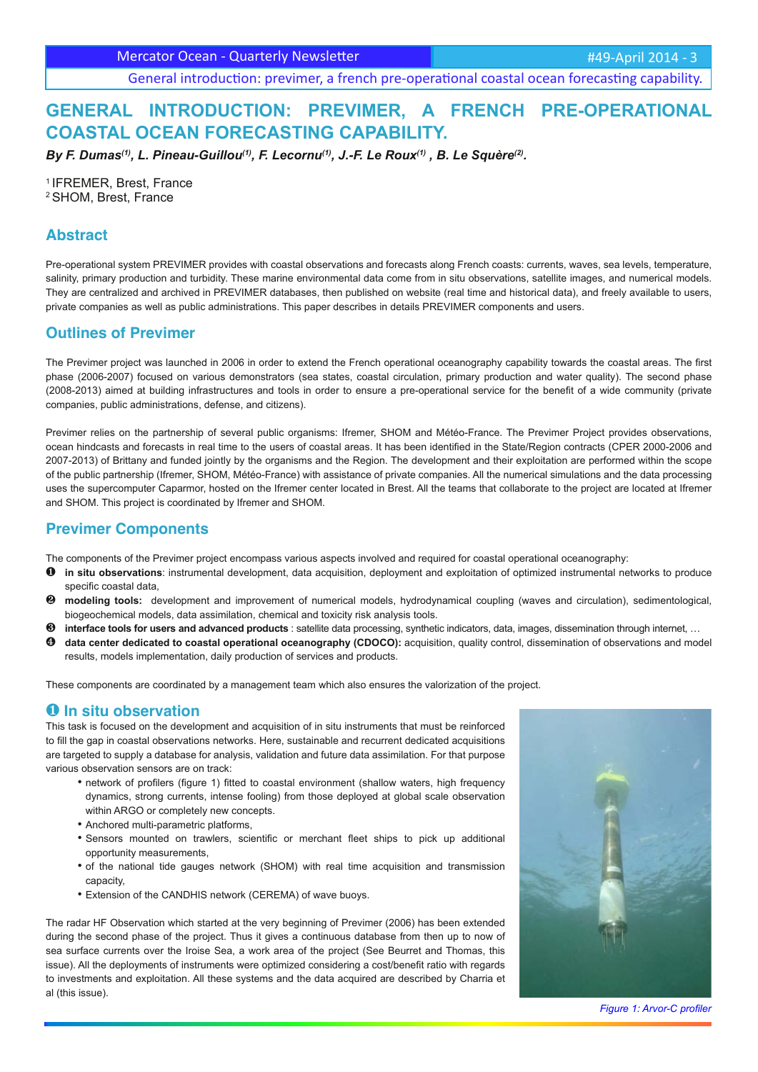# GENERAL INTRODUCTION: PREVIMER, A FRENCH PRE-OPERATIONAL COASTAL OCEAN FORECASTING CAPABILITY.

***By F. Dumas[(1)], L. Pineau-Guillou[(1)], F. Lecornu[(1)], J.-F. Le Roux[(1)] , B. Le Squère[(2)].***

[1] IFREMER, Brest, France
[2] SHOM, Brest, France

## Abstract

Pre-operational system PREVIMER provides with coastal observations and forecasts along French coasts: currents, waves, sea levels, temperature, salinity, primary production and turbidity. These marine environmental data come from in situ observations, satellite images, and numerical models. They are centralized and archived in PREVIMER databases, then published on website (real time and historical data), and freely available to users, private companies as well as public administrations. This paper describes in details PREVIMER components and users.

## Outlines of Previmer

The Previmer project was launched in 2006 in order to extend the French operational oceanography capability towards the coastal areas. The first phase (2006-2007) focused on various demonstrators (sea states, coastal circulation, primary production and water quality). The second phase (2008-2013) aimed at building infrastructures and tools in order to ensure a pre-operational service for the benefit of a wide community (private companies, public administrations, defense, and citizens).

Previmer relies on the partnership of several public organisms: Ifremer, SHOM and Météo-France. The Previmer Project provides observations, ocean hindcasts and forecasts in real time to the users of coastal areas. It has been identified in the State/Region contracts (CPER 2000-2006 and 2007-2013) of Brittany and funded jointly by the organisms and the Region. The development and their exploitation are performed within the scope of the public partnership (Ifremer, SHOM, Météo-France) with assistance of private companies. All the numerical simulations and the data processing uses the supercomputer Caparmor, hosted on the Ifremer center located in Brest. All the teams that collaborate to the project are located at Ifremer and SHOM. This project is coordinated by Ifremer and SHOM.

## Previmer Components

The components of the Previmer project encompass various aspects involved and required for coastal operational oceanography:

❶ **in situ observations**: instrumental development, data acquisition, deployment and exploitation of optimized instrumental networks to produce specific coastal data,

❷ **modeling tools:** development and improvement of numerical models, hydrodynamical coupling (waves and circulation), sedimentological, biogeochemical models, data assimilation, chemical and toxicity risk analysis tools.

❸ **interface tools for users and advanced products** : satellite data processing, synthetic indicators, data, images, dissemination through internet, …

❹ **data center dedicated to coastal operational oceanography (CDOCO):** acquisition, quality control, dissemination of observations and model results, models implementation, daily production of services and products.

These components are coordinated by a management team which also ensures the valorization of the project.

## ❶ In situ observation

This task is focused on the development and acquisition of in situ instruments that must be reinforced to fill the gap in coastal observations networks. Here, sustainable and recurrent dedicated acquisitions are targeted to supply a database for analysis, validation and future data assimilation. For that purpose various observation sensors are on track:

- network of profilers (figure 1) fitted to coastal environment (shallow waters, high frequency dynamics, strong currents, intense fooling) from those deployed at global scale observation within ARGO or completely new concepts.
- Anchored multi-parametric platforms,
- Sensors mounted on trawlers, scientific or merchant fleet ships to pick up additional opportunity measurements,
- of the national tide gauges network (SHOM) with real time acquisition and transmission capacity,
- Extension of the CANDHIS network (CEREMA) of wave buoys.

The radar HF Observation which started at the very beginning of Previmer (2006) has been extended during the second phase of the project. Thus it gives a continuous database from then up to now of sea surface currents over the Iroise Sea, a work area of the project (See Beurret and Thomas, this issue). All the deployments of instruments were optimized considering a cost/benefit ratio with regards to investments and exploitation. All these systems and the data acquired are described by Charria et al (this issue).

*Figure 1: Arvor-C profiler*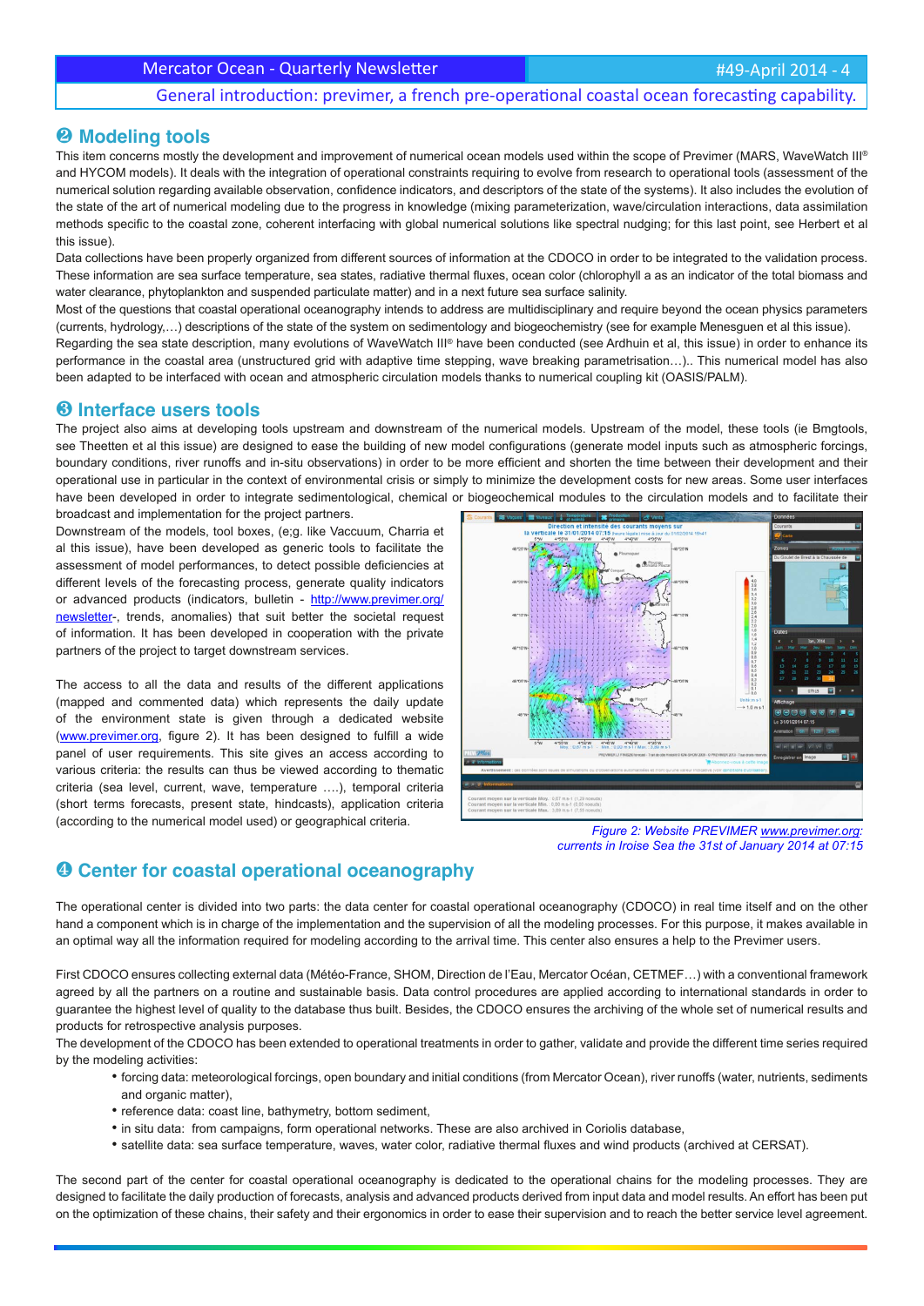## ❷ Modeling tools

This item concerns mostly the development and improvement of numerical ocean models used within the scope of Previmer (MARS, WaveWatch III® and HYCOM models). It deals with the integration of operational constraints requiring to evolve from research to operational tools (assessment of the numerical solution regarding available observation, confidence indicators, and descriptors of the state of the systems). It also includes the evolution of the state of the art of numerical modeling due to the progress in knowledge (mixing parameterization, wave/circulation interactions, data assimilation methods specific to the coastal zone, coherent interfacing with global numerical solutions like spectral nudging; for this last point, see Herbert et al this issue).

Data collections have been properly organized from different sources of information at the CDOCO in order to be integrated to the validation process. These information are sea surface temperature, sea states, radiative thermal fluxes, ocean color (chlorophyll a as an indicator of the total biomass and water clearance, phytoplankton and suspended particulate matter) and in a next future sea surface salinity.

Most of the questions that coastal operational oceanography intends to address are multidisciplinary and require beyond the ocean physics parameters (currents, hydrology,…) descriptions of the state of the system on sedimentology and biogeochemistry (see for example Menesguen et al this issue).

Regarding the sea state description, many evolutions of WaveWatch III® have been conducted (see Ardhuin et al, this issue) in order to enhance its performance in the coastal area (unstructured grid with adaptive time stepping, wave breaking parametrisation…).. This numerical model has also been adapted to be interfaced with ocean and atmospheric circulation models thanks to numerical coupling kit (OASIS/PALM).

## ❸ Interface users tools

The project also aims at developing tools upstream and downstream of the numerical models. Upstream of the model, these tools (ie Bmgtools, see Theetten et al this issue) are designed to ease the building of new model configurations (generate model inputs such as atmospheric forcings, boundary conditions, river runoffs and in-situ observations) in order to be more efficient and shorten the time between their development and their operational use in particular in the context of environmental crisis or simply to minimize the development costs for new areas. Some user interfaces have been developed in order to integrate sedimentological, chemical or biogeochemical modules to the circulation models and to facilitate their broadcast and implementation for the project partners.

Downstream of the models, tool boxes, (e;g. like Vaccuum, Charria et al this issue), have been developed as generic tools to facilitate the assessment of model performances, to detect possible deficiencies at different levels of the forecasting process, generate quality indicators or advanced products (indicators, bulletin - http://www.previmer.org/newsletter-, trends, anomalies) that suit better the societal request of information. It has been developed in cooperation with the private partners of the project to target downstream services.

The access to all the data and results of the different applications (mapped and commented data) which represents the daily update of the environment state is given through a dedicated website (www.previmer.org, figure 2). It has been designed to fulfill a wide panel of user requirements. This site gives an access according to various criteria: the results can thus be viewed according to thematic criteria (sea level, current, wave, temperature ….), temporal criteria (short terms forecasts, present state, hindcasts), application criteria (according to the numerical model used) or geographical criteria.

*Figure 2: Website PREVIMER www.previmer.org: currents in Iroise Sea the 31st of January 2014 at 07:15*

## ❹ Center for coastal operational oceanography

The operational center is divided into two parts: the data center for coastal operational oceanography (CDOCO) in real time itself and on the other hand a component which is in charge of the implementation and the supervision of all the modeling processes. For this purpose, it makes available in an optimal way all the information required for modeling according to the arrival time. This center also ensures a help to the Previmer users.

First CDOCO ensures collecting external data (Météo-France, SHOM, Direction de l'Eau, Mercator Océan, CETMEF…) with a conventional framework agreed by all the partners on a routine and sustainable basis. Data control procedures are applied according to international standards in order to guarantee the highest level of quality to the database thus built. Besides, the CDOCO ensures the archiving of the whole set of numerical results and products for retrospective analysis purposes.

The development of the CDOCO has been extended to operational treatments in order to gather, validate and provide the different time series required by the modeling activities:

- forcing data: meteorological forcings, open boundary and initial conditions (from Mercator Ocean), river runoffs (water, nutrients, sediments and organic matter),
- reference data: coast line, bathymetry, bottom sediment,
- in situ data: from campaigns, form operational networks. These are also archived in Coriolis database,
- satellite data: sea surface temperature, waves, water color, radiative thermal fluxes and wind products (archived at CERSAT).

The second part of the center for coastal operational oceanography is dedicated to the operational chains for the modeling processes. They are designed to facilitate the daily production of forecasts, analysis and advanced products derived from input data and model results. An effort has been put on the optimization of these chains, their safety and their ergonomics in order to ease their supervision and to reach the better service level agreement.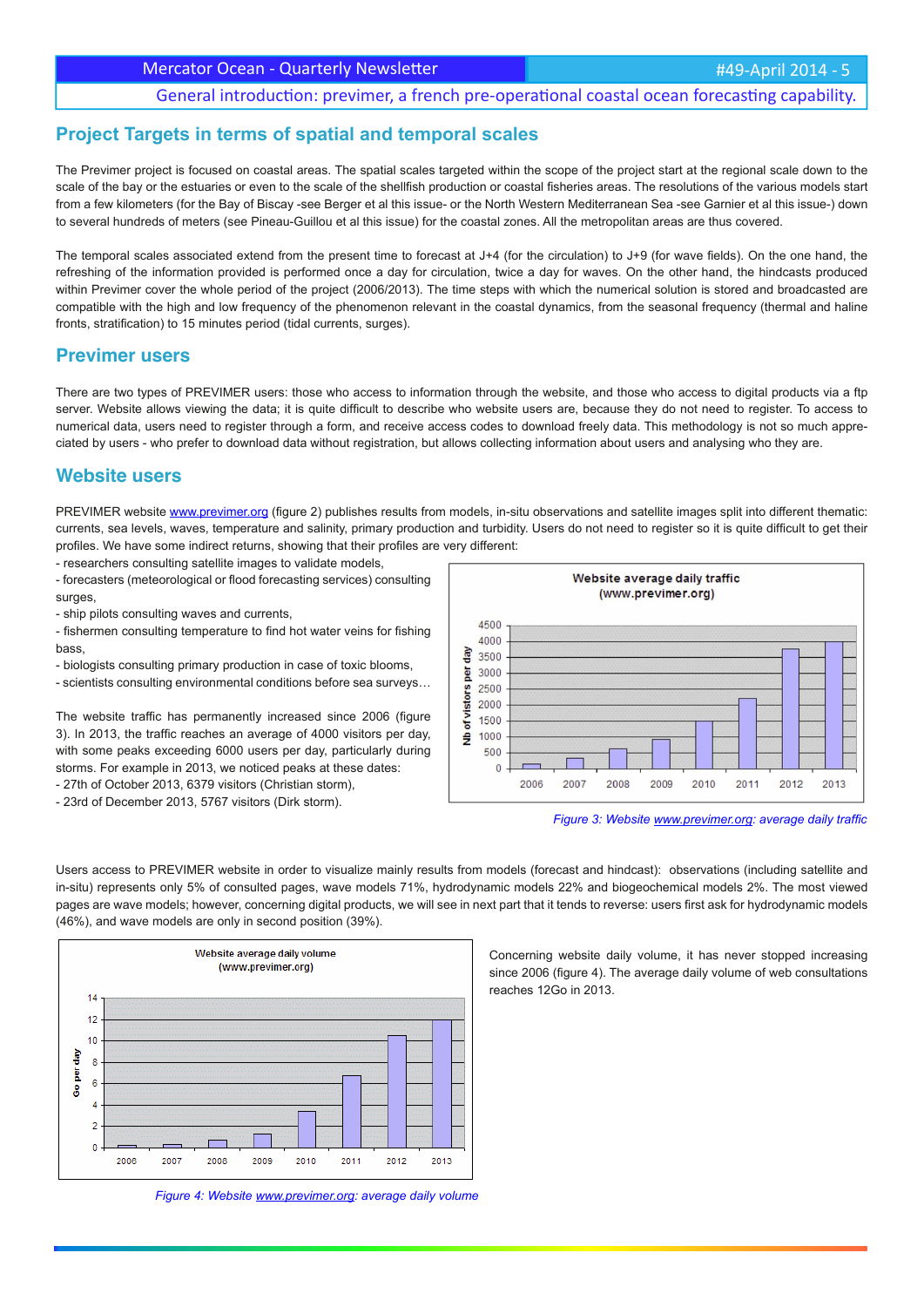## Project Targets in terms of spatial and temporal scales

The Previmer project is focused on coastal areas. The spatial scales targeted within the scope of the project start at the regional scale down to the scale of the bay or the estuaries or even to the scale of the shellfish production or coastal fisheries areas. The resolutions of the various models start from a few kilometers (for the Bay of Biscay -see Berger et al this issue- or the North Western Mediterranean Sea -see Garnier et al this issue-) down to several hundreds of meters (see Pineau-Guillou et al this issue) for the coastal zones. All the metropolitan areas are thus covered.

The temporal scales associated extend from the present time to forecast at J+4 (for the circulation) to J+9 (for wave fields). On the one hand, the refreshing of the information provided is performed once a day for circulation, twice a day for waves. On the other hand, the hindcasts produced within Previmer cover the whole period of the project (2006/2013). The time steps with which the numerical solution is stored and broadcasted are compatible with the high and low frequency of the phenomenon relevant in the coastal dynamics, from the seasonal frequency (thermal and haline fronts, stratification) to 15 minutes period (tidal currents, surges).

## Previmer users

There are two types of PREVIMER users: those who access to information through the website, and those who access to digital products via a ftp server. Website allows viewing the data; it is quite difficult to describe who website users are, because they do not need to register. To access to numerical data, users need to register through a form, and receive access codes to download freely data. This methodology is not so much appreciated by users - who prefer to download data without registration, but allows collecting information about users and analysing who they are.

## Website users

PREVIMER website www.previmer.org (figure 2) publishes results from models, in-situ observations and satellite images split into different thematic: currents, sea levels, waves, temperature and salinity, primary production and turbidity. Users do not need to register so it is quite difficult to get their profiles. We have some indirect returns, showing that their profiles are very different:

- researchers consulting satellite images to validate models,
- forecasters (meteorological or flood forecasting services) consulting surges,
- ship pilots consulting waves and currents,
- fishermen consulting temperature to find hot water veins for fishing bass,
- biologists consulting primary production in case of toxic blooms,
- scientists consulting environmental conditions before sea surveys…

The website traffic has permanently increased since 2006 (figure 3). In 2013, the traffic reaches an average of 4000 visitors per day, with some peaks exceeding 6000 users per day, particularly during storms. For example in 2013, we noticed peaks at these dates:

- 27th of October 2013, 6379 visitors (Christian storm),
- 23rd of December 2013, 5767 visitors (Dirk storm).

*Figure 3: Website www.previmer.org: average daily traffic*

Users access to PREVIMER website in order to visualize mainly results from models (forecast and hindcast): observations (including satellite and in-situ) represents only 5% of consulted pages, wave models 71%, hydrodynamic models 22% and biogeochemical models 2%. The most viewed pages are wave models; however, concerning digital products, we will see in next part that it tends to reverse: users first ask for hydrodynamic models (46%), and wave models are only in second position (39%).

Concerning website daily volume, it has never stopped increasing since 2006 (figure 4). The average daily volume of web consultations reaches 12Go in 2013.

*Figure 4: Website www.previmer.org: average daily volume*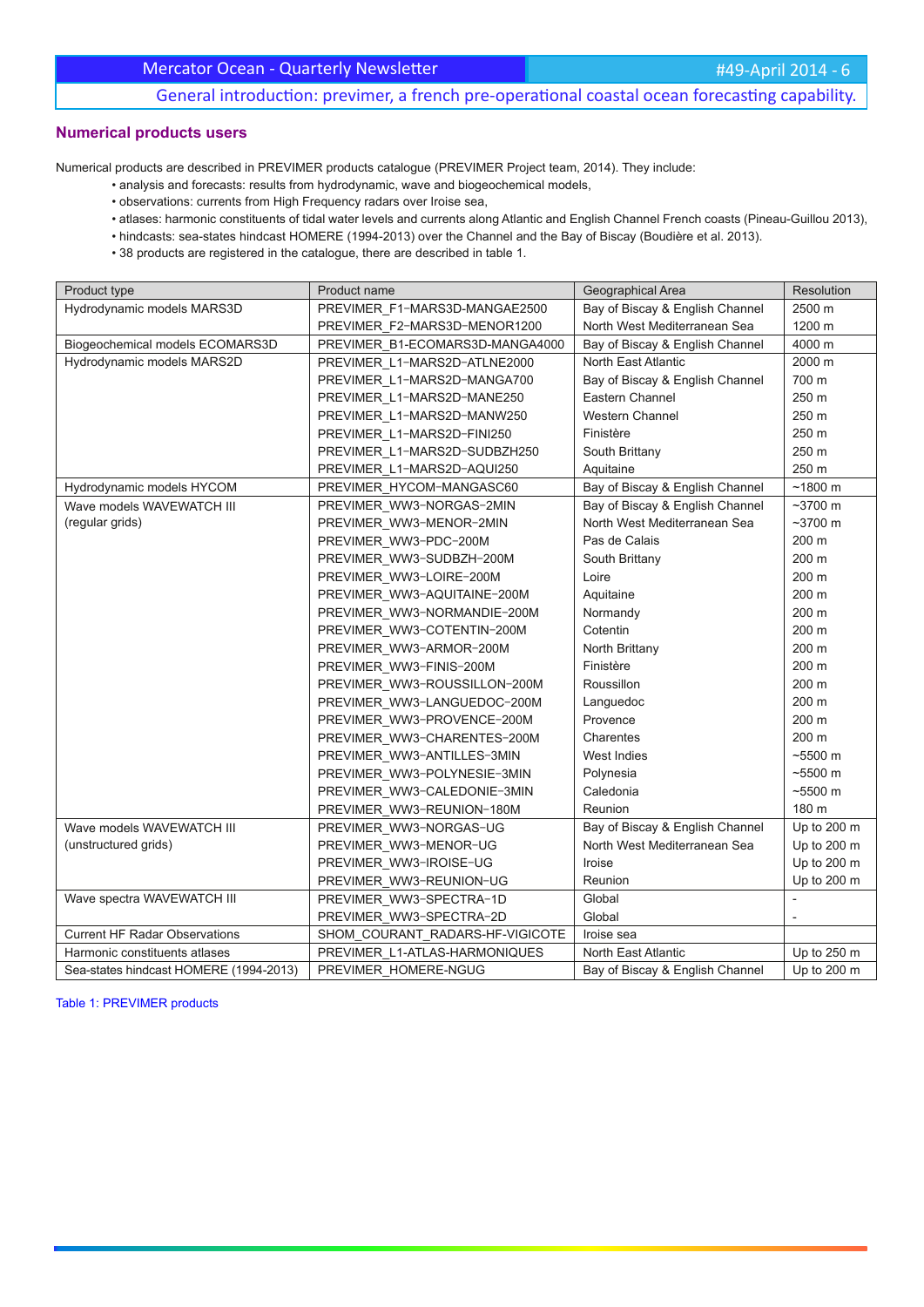## Numerical products users

Numerical products are described in PREVIMER products catalogue (PREVIMER Project team, 2014). They include:

- analysis and forecasts: results from hydrodynamic, wave and biogeochemical models,
- observations: currents from High Frequency radars over Iroise sea,
- atlases: harmonic constituents of tidal water levels and currents along Atlantic and English Channel French coasts (Pineau-Guillou 2013),
- hindcasts: sea-states hindcast HOMERE (1994-2013) over the Channel and the Bay of Biscay (Boudière et al. 2013).
- 38 products are registered in the catalogue, there are described in table 1.

| Product type | Product name | Geographical Area | Resolution |
|---|---|---|---|
| Hydrodynamic models MARS3D | PREVIMER_F1-MARS3D-MANGAE2500 | Bay of Biscay & English Channel | 2500 m |
| | PREVIMER_F2-MARS3D-MENOR1200 | North West Mediterranean Sea | 1200 m |
| Biogeochemical models ECOMARS3D | PREVIMER_B1-ECOMARS3D-MANGA4000 | Bay of Biscay & English Channel | 4000 m |
| Hydrodynamic models MARS2D | PREVIMER_L1-MARS2D-ATLNE2000 | North East Atlantic | 2000 m |
| | PREVIMER_L1-MARS2D-MANGA700 | Bay of Biscay & English Channel | 700 m |
| | PREVIMER_L1-MARS2D-MANE250 | Eastern Channel | 250 m |
| | PREVIMER_L1-MARS2D-MANW250 | Western Channel | 250 m |
| | PREVIMER_L1-MARS2D-FINI250 | Finistère | 250 m |
| | PREVIMER_L1-MARS2D-SUDBZH250 | South Brittany | 250 m |
| | PREVIMER_L1-MARS2D-AQUI250 | Aquitaine | 250 m |
| Hydrodynamic models HYCOM | PREVIMER_HYCOM-MANGASC60 | Bay of Biscay & English Channel | ~1800 m |
| Wave models WAVEWATCH III (regular grids) | PREVIMER_WW3-NORGAS-2MIN | Bay of Biscay & English Channel | ~3700 m |
| | PREVIMER_WW3-MENOR-2MIN | North West Mediterranean Sea | ~3700 m |
| | PREVIMER_WW3-PDC-200M | Pas de Calais | 200 m |
| | PREVIMER_WW3-SUDBZH-200M | South Brittany | 200 m |
| | PREVIMER_WW3-LOIRE-200M | Loire | 200 m |
| | PREVIMER_WW3-AQUITAINE-200M | Aquitaine | 200 m |
| | PREVIMER_WW3-NORMANDIE-200M | Normandy | 200 m |
| | PREVIMER_WW3-COTENTIN-200M | Cotentin | 200 m |
| | PREVIMER_WW3-ARMOR-200M | North Brittany | 200 m |
| | PREVIMER_WW3-FINIS-200M | Finistère | 200 m |
| | PREVIMER_WW3-ROUSSILLON-200M | Roussillon | 200 m |
| | PREVIMER_WW3-LANGUEDOC-200M | Languedoc | 200 m |
| | PREVIMER_WW3-PROVENCE-200M | Provence | 200 m |
| | PREVIMER_WW3-CHARENTES-200M | Charentes | 200 m |
| | PREVIMER_WW3-ANTILLES-3MIN | West Indies | ~5500 m |
| | PREVIMER_WW3-POLYNESIE-3MIN | Polynesia | ~5500 m |
| | PREVIMER_WW3-CALEDONIE-3MIN | Caledonia | ~5500 m |
| | PREVIMER_WW3-REUNION-180M | Reunion | 180 m |
| Wave models WAVEWATCH III (unstructured grids) | PREVIMER_WW3-NORGAS-UG | Bay of Biscay & English Channel | Up to 200 m |
| | PREVIMER_WW3-MENOR-UG | North West Mediterranean Sea | Up to 200 m |
| | PREVIMER_WW3-IROISE-UG | Iroise | Up to 200 m |
| | PREVIMER_WW3-REUNION-UG | Reunion | Up to 200 m |
| Wave spectra WAVEWATCH III | PREVIMER_WW3-SPECTRA-1D | Global | - |
| | PREVIMER_WW3-SPECTRA-2D | Global | - |
| Current HF Radar Observations | SHOM_COURANT_RADARS-HF-VIGICOTE | Iroise sea | |
| Harmonic constituents atlases | PREVIMER_L1-ATLAS-HARMONIQUES | North East Atlantic | Up to 250 m |
| Sea-states hindcast HOMERE (1994-2013) | PREVIMER_HOMERE-NGUG | Bay of Biscay & English Channel | Up to 200 m |

Table 1: PREVIMER products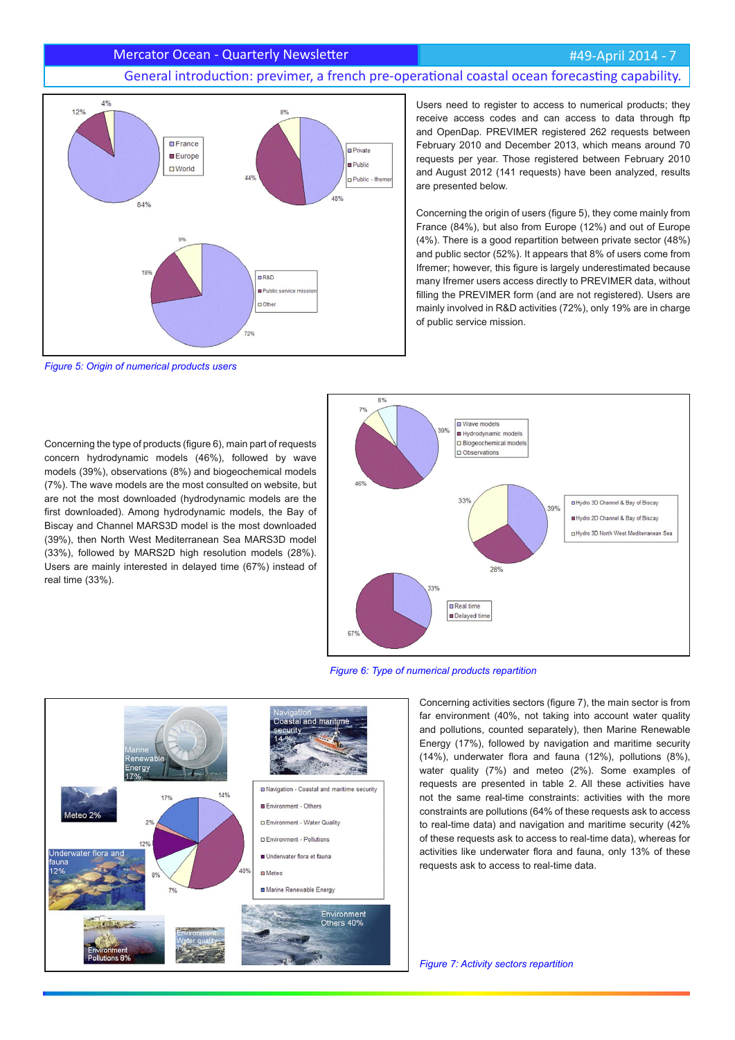Figure 5: Origin of numerical products users

Users need to register to access to numerical products; they receive access codes and can access to data through ftp and OpenDap. PREVIMER registered 262 requests between February 2010 and December 2013, which means around 70 requests per year. Those registered between February 2010 and August 2012 (141 requests) have been analyzed, results are presented below.

Concerning the origin of users (figure 5), they come mainly from France (84%), but also from Europe (12%) and out of Europe (4%). There is a good repartition between private sector (48%) and public sector (52%). It appears that 8% of users come from Ifremer; however, this figure is largely underestimated because many Ifremer users access directly to PREVIMER data, without filling the PREVIMER form (and are not registered). Users are mainly involved in R&D activities (72%), only 19% are in charge of public service mission.

Concerning the type of products (figure 6), main part of requests concern hydrodynamic models (46%), followed by wave models (39%), observations (8%) and biogeochemical models (7%). The wave models are the most consulted on website, but are not the most downloaded (hydrodynamic models are the first downloaded). Among hydrodynamic models, the Bay of Biscay and Channel MARS3D model is the most downloaded (39%), then North West Mediterranean Sea MARS3D model (33%), followed by MARS2D high resolution models (28%). Users are mainly interested in delayed time (67%) instead of real time (33%).

Figure 6: Type of numerical products repartition

Concerning activities sectors (figure 7), the main sector is from far environment (40%, not taking into account water quality and pollutions, counted separately), then Marine Renewable Energy (17%), followed by navigation and maritime security (14%), underwater flora and fauna (12%), pollutions (8%), water quality (7%) and meteo (2%). Some examples of requests are presented in table 2. All these activities have not the same real-time constraints: activities with the more constraints are pollutions (64% of these requests ask to access to real-time data) and navigation and maritime security (42% of these requests ask to access to real-time data), whereas for activities like underwater flora and fauna, only 13% of these requests ask to access to real-time data.

Figure 7: Activity sectors repartition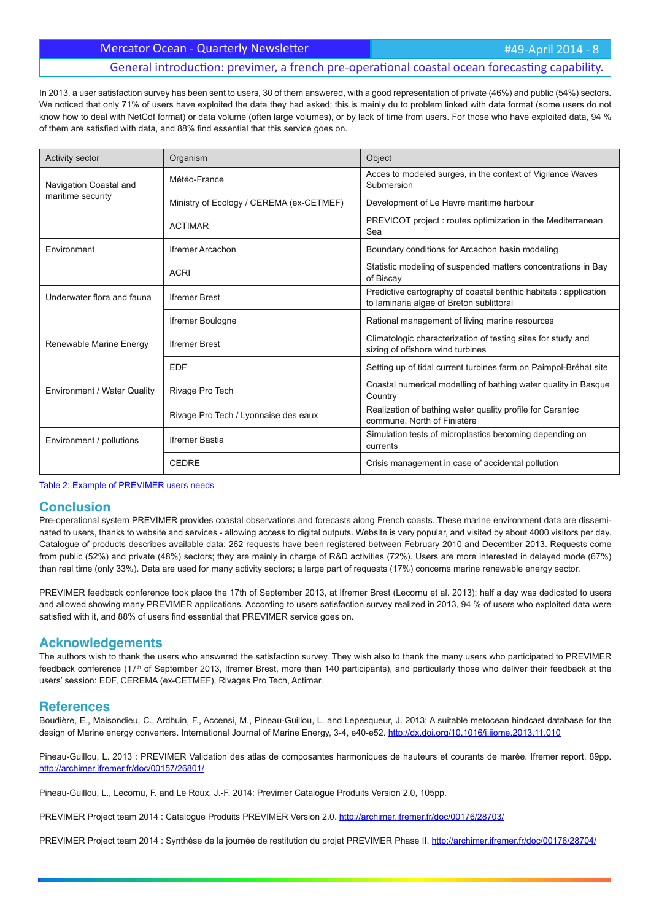In 2013, a user satisfaction survey has been sent to users, 30 of them answered, with a good representation of private (46%) and public (54%) sectors. We noticed that only 71% of users have exploited the data they had asked; this is mainly du to problem linked with data format (some users do not know how to deal with NetCdf format) or data volume (often large volumes), or by lack of time from users. For those who have exploited data, 94 % of them are satisfied with data, and 88% find essential that this service goes on.

| Activity sector | Organism | Object |
|---|---|---|
| Navigation Coastal and maritime security | Météo-France | Acces to modeled surges, in the context of Vigilance Waves Submersion |
| | Ministry of Ecology / CEREMA (ex-CETMEF) | Development of Le Havre maritime harbour |
| | ACTIMAR | PREVICOT project : routes optimization in the Mediterranean Sea |
| Environment | Ifremer Arcachon | Boundary conditions for Arcachon basin modeling |
| | ACRI | Statistic modeling of suspended matters concentrations in Bay of Biscay |
| Underwater flora and fauna | Ifremer Brest | Predictive cartography of coastal benthic habitats : application to laminaria algae of Breton sublittoral |
| | Ifremer Boulogne | Rational management of living marine resources |
| Renewable Marine Energy | Ifremer Brest | Climatologic characterization of testing sites for study and sizing of offshore wind turbines |
| | EDF | Setting up of tidal current turbines farm on Paimpol-Bréhat site |
| Environment / Water Quality | Rivage Pro Tech | Coastal numerical modelling of bathing water quality in Basque Country |
| | Rivage Pro Tech / Lyonnaise des eaux | Realization of bathing water quality profile for Carantec commune, North of Finistère |
| Environment / pollutions | Ifremer Bastia | Simulation tests of microplastics becoming depending on currents |
| | CEDRE | Crisis management in case of accidental pollution |

Table 2: Example of PREVIMER users needs

## Conclusion

Pre-operational system PREVIMER provides coastal observations and forecasts along French coasts. These marine environment data are disseminated to users, thanks to website and services - allowing access to digital outputs. Website is very popular, and visited by about 4000 visitors per day. Catalogue of products describes available data; 262 requests have been registered between February 2010 and December 2013. Requests come from public (52%) and private (48%) sectors; they are mainly in charge of R&D activities (72%). Users are more interested in delayed mode (67%) than real time (only 33%). Data are used for many activity sectors; a large part of requests (17%) concerns marine renewable energy sector.

PREVIMER feedback conference took place the 17th of September 2013, at Ifremer Brest (Lecornu et al. 2013); half a day was dedicated to users and allowed showing many PREVIMER applications. According to users satisfaction survey realized in 2013, 94 % of users who exploited data were satisfied with it, and 88% of users find essential that PREVIMER service goes on.

## Acknowledgements

The authors wish to thank the users who answered the satisfaction survey. They wish also to thank the many users who participated to PREVIMER feedback conference (17th of September 2013, Ifremer Brest, more than 140 participants), and particularly those who deliver their feedback at the users' session: EDF, CEREMA (ex-CETMEF), Rivages Pro Tech, Actimar.

## References

Boudière, E., Maisondieu, C., Ardhuin, F., Accensi, M., Pineau-Guillou, L. and Lepesqueur, J. 2013: A suitable metocean hindcast database for the design of Marine energy converters. International Journal of Marine Energy, 3-4, e40-e52. http://dx.doi.org/10.1016/j.ijome.2013.11.010

Pineau-Guillou, L. 2013 : PREVIMER Validation des atlas de composantes harmoniques de hauteurs et courants de marée. Ifremer report, 89pp. http://archimer.ifremer.fr/doc/00157/26801/

Pineau-Guillou, L., Lecornu, F. and Le Roux, J.-F. 2014: Previmer Catalogue Produits Version 2.0, 105pp.

PREVIMER Project team 2014 : Catalogue Produits PREVIMER Version 2.0. http://archimer.ifremer.fr/doc/00176/28703/

PREVIMER Project team 2014 : Synthèse de la journée de restitution du projet PREVIMER Phase II. http://archimer.ifremer.fr/doc/00176/28704/